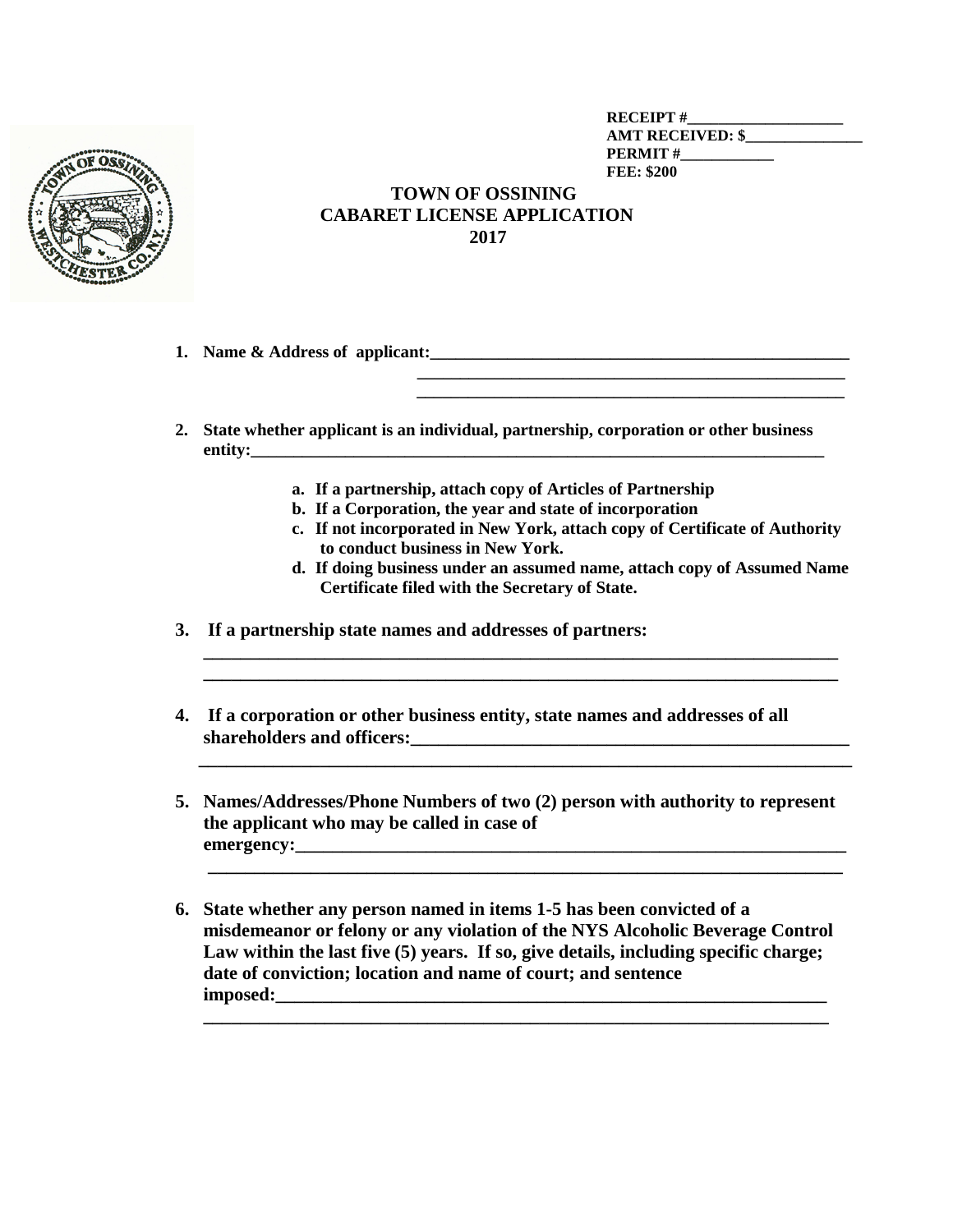**RECEIPT #____________________**
**AMT RECEIVED: $_______________**
**PERMIT #____________**
**FEE: $200**

# TOWN OF OSSINING
## CABARET LICENSE APPLICATION
## 2017

1. **Name & Address of applicant:_____________________________________________________**
   **_____________________________________________________**
   **_____________________________________________________**

2. **State whether applicant is an individual, partnership, corporation or other business entity:_______________________________________________________________________**

   a. **If a partnership, attach copy of Articles of Partnership**
   b. **If a Corporation, the year and state of incorporation**
   c. **If not incorporated in New York, attach copy of Certificate of Authority to conduct business in New York.**
   d. **If doing business under an assumed name, attach copy of Assumed Name Certificate filed with the Secretary of State.**

3. **If a partnership state names and addresses of partners:**
   **_______________________________________________________________________**
   **_______________________________________________________________________**

4. **If a corporation or other business entity, state names and addresses of all shareholders and officers:_____________________________________________________**
   **_______________________________________________________________________**

5. **Names/Addresses/Phone Numbers of two (2) person with authority to represent the applicant who may be called in case of emergency:_________________________________________________________________**
   **_______________________________________________________________________**

6. **State whether any person named in items 1-5 has been convicted of a misdemeanor or felony or any violation of the NYS Alcoholic Beverage Control Law within the last five (5) years. If so, give details, including specific charge; date of conviction; location and name of court; and sentence imposed:_________________________________________________________________**
   **_______________________________________________________________________**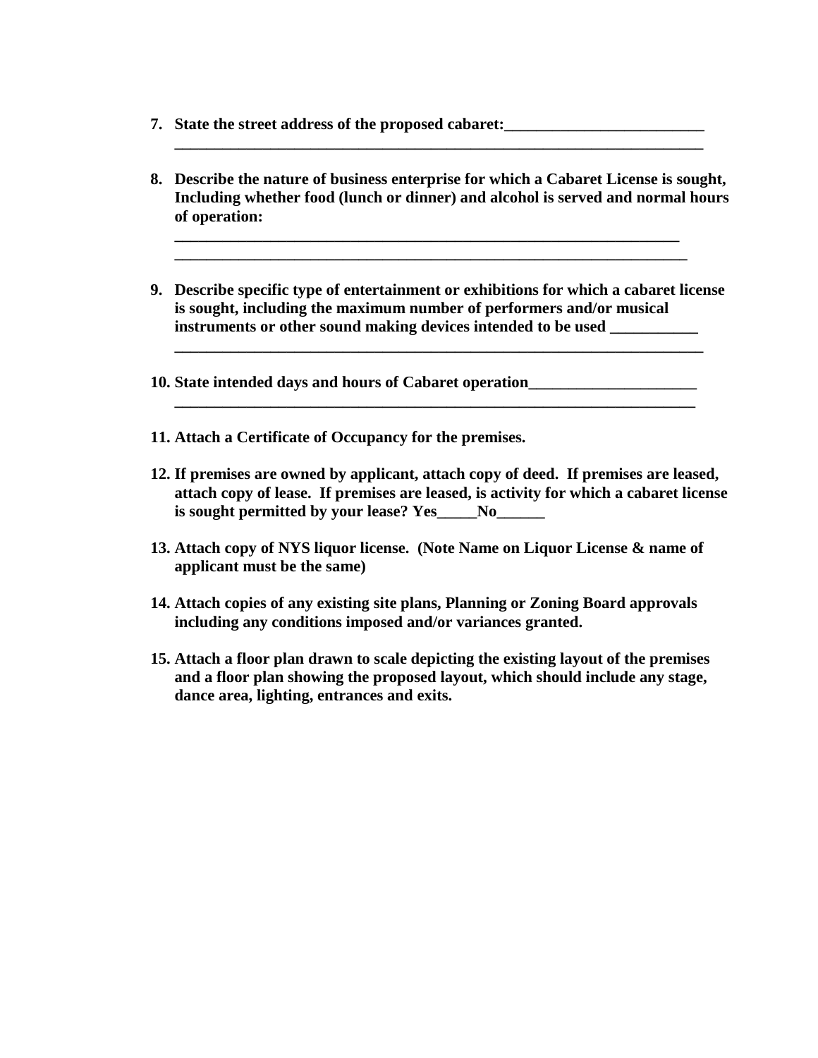7. **State the street address of the proposed cabaret:_________________________**
   **____________________________________________________________________**

8. **Describe the nature of business enterprise for which a Cabaret License is sought, Including whether food (lunch or dinner) and alcohol is served and normal hours of operation:**
   **_________________________________________________________________**
   **__________________________________________________________________**

9. **Describe specific type of entertainment or exhibitions for which a cabaret license is sought, including the maximum number of performers and/or musical instruments or other sound making devices intended to be used ___________**
   **____________________________________________________________________**

10. **State intended days and hours of Cabaret operation_____________________**
    **___________________________________________________________________**

11. **Attach a Certificate of Occupancy for the premises.**

12. **If premises are owned by applicant, attach copy of deed. If premises are leased, attach copy of lease. If premises are leased, is activity for which a cabaret license is sought permitted by your lease? Yes_____No______**

13. **Attach copy of NYS liquor license. (Note Name on Liquor License & name of applicant must be the same)**

14. **Attach copies of any existing site plans, Planning or Zoning Board approvals including any conditions imposed and/or variances granted.**

15. **Attach a floor plan drawn to scale depicting the existing layout of the premises and a floor plan showing the proposed layout, which should include any stage, dance area, lighting, entrances and exits.**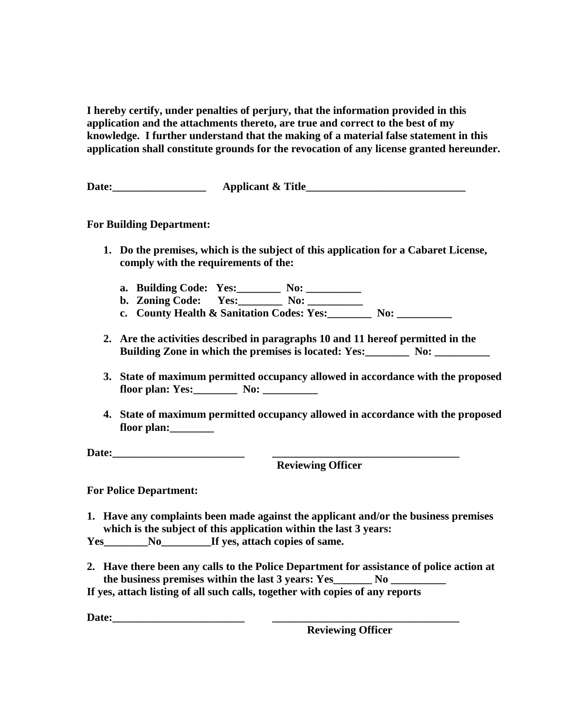**I hereby certify, under penalties of perjury, that the information provided in this application and the attachments thereto, are true and correct to the best of my knowledge. I further understand that the making of a material false statement in this application shall constitute grounds for the revocation of any license granted hereunder.**

**Date:_________________ Applicant & Title_____________________________**

**For Building Department:**

1. **Do the premises, which is the subject of this application for a Cabaret License, comply with the requirements of the:**

   a. **Building Code: Yes:________ No: __________**
   b. **Zoning Code: Yes:________ No: __________**
   c. **County Health & Sanitation Codes: Yes:________ No: __________**

2. **Are the activities described in paragraphs 10 and 11 hereof permitted in the Building Zone in which the premises is located: Yes:________ No: __________**

3. **State of maximum permitted occupancy allowed in accordance with the proposed floor plan: Yes:________ No: __________**

4. **State of maximum permitted occupancy allowed in accordance with the proposed floor plan:________**

**Date:________________________ ___________________________________**
**Reviewing Officer**

**For Police Department:**

1. **Have any complaints been made against the applicant and/or the business premises which is the subject of this application within the last 3 years:**

**Yes________No_________If yes, attach copies of same.**

2. **Have there been any calls to the Police Department for assistance of police action at the business premises within the last 3 years: Yes_______ No __________**

**If yes, attach listing of all such calls, together with copies of any reports**

**Date:________________________ ___________________________________**
**Reviewing Officer**